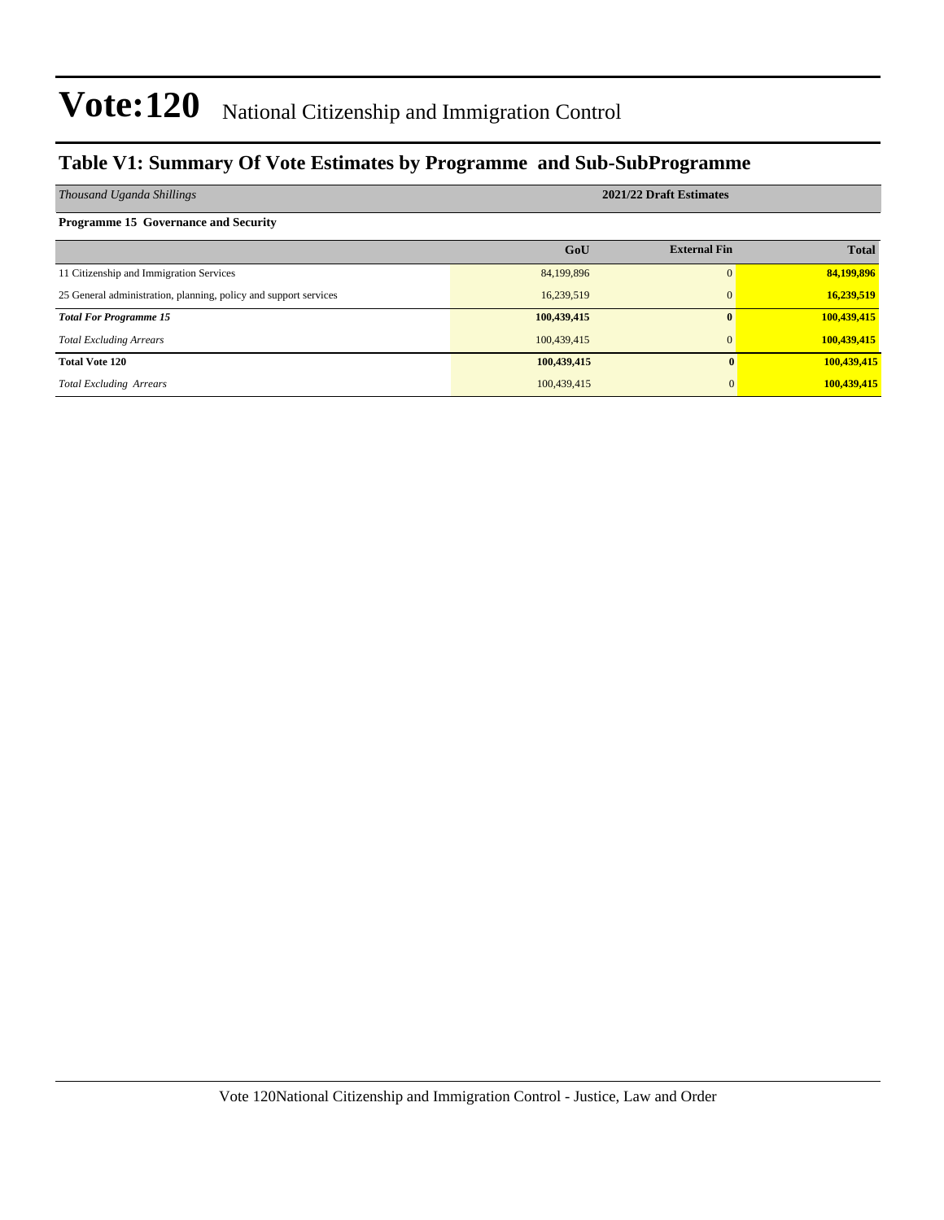# Vote:120 National Citizenship and Immigration Control

## Table V1: Summary Of Vote Estimates by Programme and Sub-SubProgramme

| *Thousand Uganda Shillings* | 2021/22 Draft Estimates | | |
|---|---|---|---|
| **Programme 15 Governance and Security** | | | |
| | **GoU** | **External Fin** | **Total** |
| 11 Citizenship and Immigration Services | 84,199,896 | 0 | **84,199,896** |
| 25 General administration, planning, policy and support services | 16,239,519 | 0 | **16,239,519** |
| ***Total For Programme 15*** | **100,439,415** | **0** | **100,439,415** |
| *Total Excluding Arrears* | 100,439,415 | 0 | **100,439,415** |
| **Total Vote 120** | **100,439,415** | **0** | **100,439,415** |
| *Total Excluding Arrears* | 100,439,415 | 0 | **100,439,415** |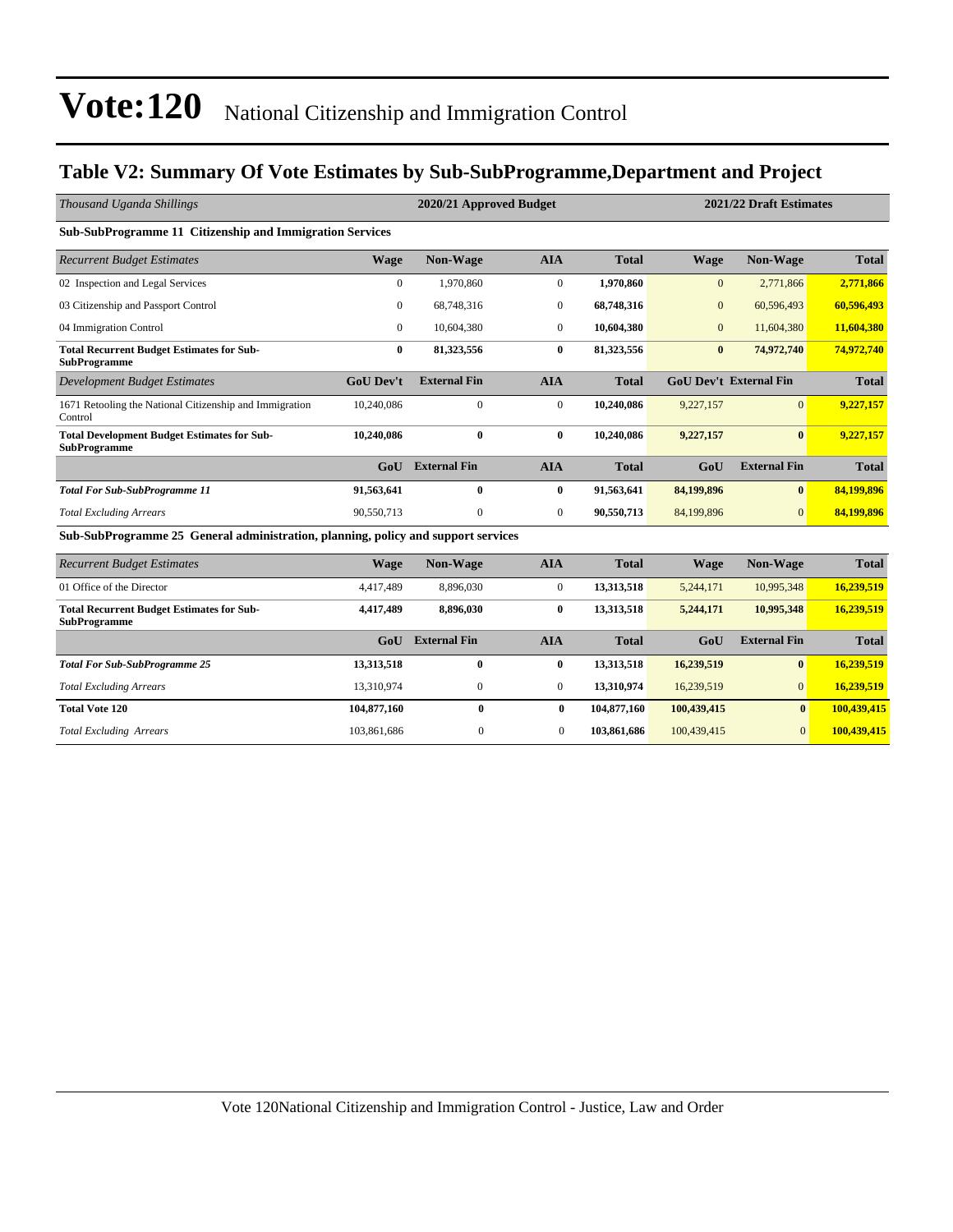# Vote:120 National Citizenship and Immigration Control

## Table V2: Summary Of Vote Estimates by Sub-SubProgramme,Department and Project

| *Thousand Uganda Shillings* | 2020/21 Approved Budget | | | | 2021/22 Draft Estimates | | |
|---|---|---|---|---|---|---|---|
| **Sub-SubProgramme 11 Citizenship and Immigration Services** | | | | | | | |
| *Recurrent Budget Estimates* | **Wage** | **Non-Wage** | **AIA** | **Total** | **Wage** | **Non-Wage** | **Total** |
| 02 Inspection and Legal Services | 0 | 1,970,860 | 0 | **1,970,860** | 0 | 2,771,866 | **2,771,866** |
| 03 Citizenship and Passport Control | 0 | 68,748,316 | 0 | **68,748,316** | 0 | 60,596,493 | **60,596,493** |
| 04 Immigration Control | 0 | 10,604,380 | 0 | **10,604,380** | 0 | 11,604,380 | **11,604,380** |
| **Total Recurrent Budget Estimates for Sub-SubProgramme** | **0** | **81,323,556** | **0** | **81,323,556** | **0** | **74,972,740** | **74,972,740** |
| *Development Budget Estimates* | **GoU Dev't** | **External Fin** | **AIA** | **Total** | **GoU Dev't** | **External Fin** | **Total** |
| 1671 Retooling the National Citizenship and Immigration Control | 10,240,086 | 0 | 0 | **10,240,086** | 9,227,157 | 0 | **9,227,157** |
| **Total Development Budget Estimates for Sub-SubProgramme** | **10,240,086** | **0** | **0** | **10,240,086** | **9,227,157** | **0** | **9,227,157** |
| | **GoU** | **External Fin** | **AIA** | **Total** | **GoU** | **External Fin** | **Total** |
| ***Total For Sub-SubProgramme 11*** | **91,563,641** | **0** | **0** | **91,563,641** | **84,199,896** | **0** | **84,199,896** |
| *Total Excluding Arrears* | 90,550,713 | 0 | 0 | **90,550,713** | 84,199,896 | 0 | **84,199,896** |
| **Sub-SubProgramme 25 General administration, planning, policy and support services** | | | | | | | |
| *Recurrent Budget Estimates* | **Wage** | **Non-Wage** | **AIA** | **Total** | **Wage** | **Non-Wage** | **Total** |
| 01 Office of the Director | 4,417,489 | 8,896,030 | 0 | **13,313,518** | 5,244,171 | 10,995,348 | **16,239,519** |
| **Total Recurrent Budget Estimates for Sub-SubProgramme** | **4,417,489** | **8,896,030** | **0** | **13,313,518** | **5,244,171** | **10,995,348** | **16,239,519** |
| | **GoU** | **External Fin** | **AIA** | **Total** | **GoU** | **External Fin** | **Total** |
| ***Total For Sub-SubProgramme 25*** | **13,313,518** | **0** | **0** | **13,313,518** | **16,239,519** | **0** | **16,239,519** |
| *Total Excluding Arrears* | 13,310,974 | 0 | 0 | **13,310,974** | 16,239,519 | 0 | **16,239,519** |
| **Total Vote 120** | **104,877,160** | **0** | **0** | **104,877,160** | **100,439,415** | **0** | **100,439,415** |
| *Total Excluding Arrears* | 103,861,686 | 0 | 0 | **103,861,686** | 100,439,415 | 0 | **100,439,415** |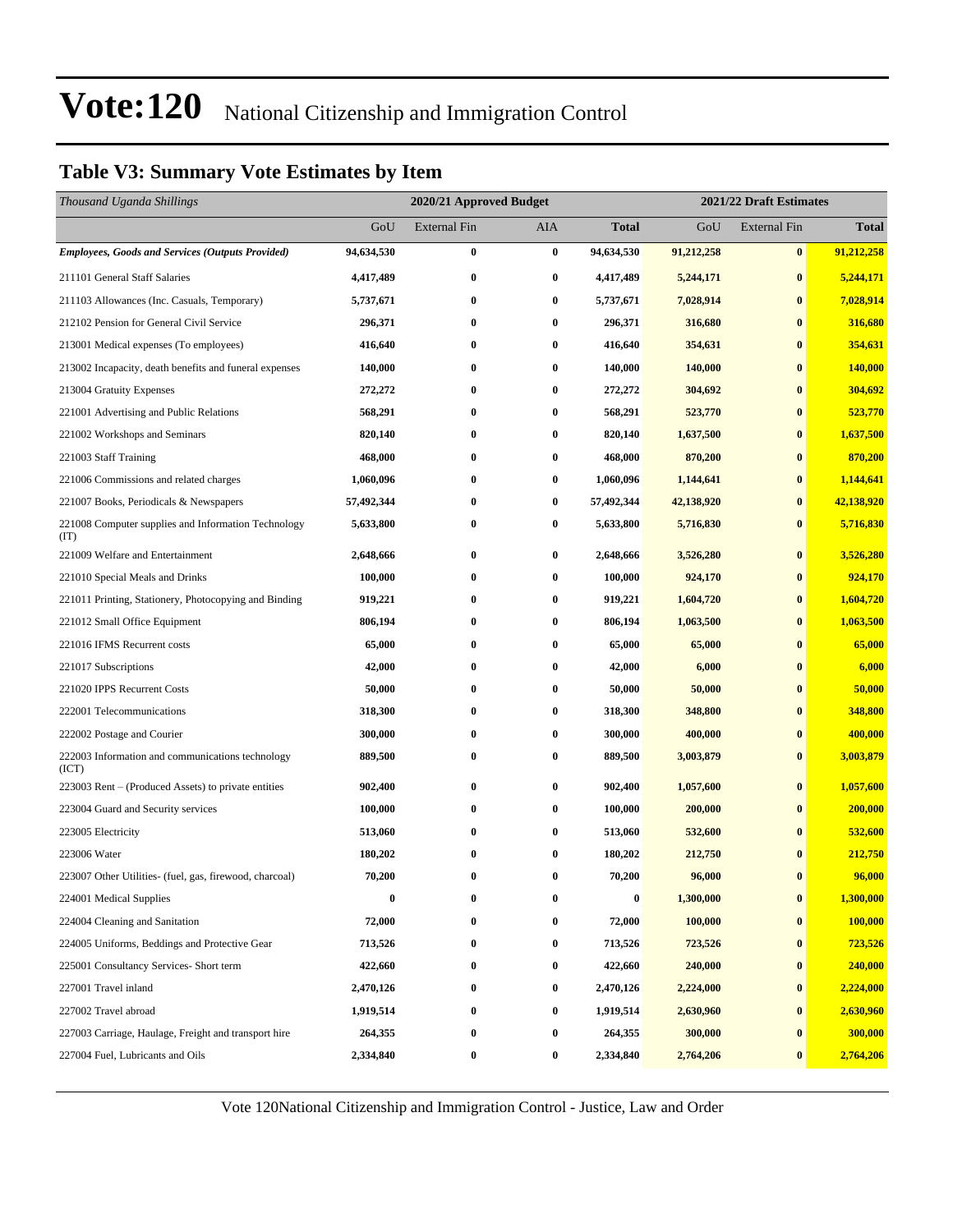# Vote:120 National Citizenship and Immigration Control

## Table V3: Summary Vote Estimates by Item

| *Thousand Uganda Shillings* | 2020/21 Approved Budget | | | | 2021/22 Draft Estimates | | |
|---|---|---|---|---|---|---|---|
| | GoU | External Fin | AIA | **Total** | GoU | External Fin | **Total** |
| ***Employees, Goods and Services (Outputs Provided)*** | **94,634,530** | **0** | **0** | **94,634,530** | **91,212,258** | **0** | **91,212,258** |
| 211101 General Staff Salaries | **4,417,489** | **0** | **0** | **4,417,489** | **5,244,171** | **0** | **5,244,171** |
| 211103 Allowances (Inc. Casuals, Temporary) | **5,737,671** | **0** | **0** | **5,737,671** | **7,028,914** | **0** | **7,028,914** |
| 212102 Pension for General Civil Service | **296,371** | **0** | **0** | **296,371** | **316,680** | **0** | **316,680** |
| 213001 Medical expenses (To employees) | **416,640** | **0** | **0** | **416,640** | **354,631** | **0** | **354,631** |
| 213002 Incapacity, death benefits and funeral expenses | **140,000** | **0** | **0** | **140,000** | **140,000** | **0** | **140,000** |
| 213004 Gratuity Expenses | **272,272** | **0** | **0** | **272,272** | **304,692** | **0** | **304,692** |
| 221001 Advertising and Public Relations | **568,291** | **0** | **0** | **568,291** | **523,770** | **0** | **523,770** |
| 221002 Workshops and Seminars | **820,140** | **0** | **0** | **820,140** | **1,637,500** | **0** | **1,637,500** |
| 221003 Staff Training | **468,000** | **0** | **0** | **468,000** | **870,200** | **0** | **870,200** |
| 221006 Commissions and related charges | **1,060,096** | **0** | **0** | **1,060,096** | **1,144,641** | **0** | **1,144,641** |
| 221007 Books, Periodicals & Newspapers | **57,492,344** | **0** | **0** | **57,492,344** | **42,138,920** | **0** | **42,138,920** |
| 221008 Computer supplies and Information Technology (IT) | **5,633,800** | **0** | **0** | **5,633,800** | **5,716,830** | **0** | **5,716,830** |
| 221009 Welfare and Entertainment | **2,648,666** | **0** | **0** | **2,648,666** | **3,526,280** | **0** | **3,526,280** |
| 221010 Special Meals and Drinks | **100,000** | **0** | **0** | **100,000** | **924,170** | **0** | **924,170** |
| 221011 Printing, Stationery, Photocopying and Binding | **919,221** | **0** | **0** | **919,221** | **1,604,720** | **0** | **1,604,720** |
| 221012 Small Office Equipment | **806,194** | **0** | **0** | **806,194** | **1,063,500** | **0** | **1,063,500** |
| 221016 IFMS Recurrent costs | **65,000** | **0** | **0** | **65,000** | **65,000** | **0** | **65,000** |
| 221017 Subscriptions | **42,000** | **0** | **0** | **42,000** | **6,000** | **0** | **6,000** |
| 221020 IPPS Recurrent Costs | **50,000** | **0** | **0** | **50,000** | **50,000** | **0** | **50,000** |
| 222001 Telecommunications | **318,300** | **0** | **0** | **318,300** | **348,800** | **0** | **348,800** |
| 222002 Postage and Courier | **300,000** | **0** | **0** | **300,000** | **400,000** | **0** | **400,000** |
| 222003 Information and communications technology (ICT) | **889,500** | **0** | **0** | **889,500** | **3,003,879** | **0** | **3,003,879** |
| 223003 Rent – (Produced Assets) to private entities | **902,400** | **0** | **0** | **902,400** | **1,057,600** | **0** | **1,057,600** |
| 223004 Guard and Security services | **100,000** | **0** | **0** | **100,000** | **200,000** | **0** | **200,000** |
| 223005 Electricity | **513,060** | **0** | **0** | **513,060** | **532,600** | **0** | **532,600** |
| 223006 Water | **180,202** | **0** | **0** | **180,202** | **212,750** | **0** | **212,750** |
| 223007 Other Utilities- (fuel, gas, firewood, charcoal) | **70,200** | **0** | **0** | **70,200** | **96,000** | **0** | **96,000** |
| 224001 Medical Supplies | **0** | **0** | **0** | **0** | **1,300,000** | **0** | **1,300,000** |
| 224004 Cleaning and Sanitation | **72,000** | **0** | **0** | **72,000** | **100,000** | **0** | **100,000** |
| 224005 Uniforms, Beddings and Protective Gear | **713,526** | **0** | **0** | **713,526** | **723,526** | **0** | **723,526** |
| 225001 Consultancy Services- Short term | **422,660** | **0** | **0** | **422,660** | **240,000** | **0** | **240,000** |
| 227001 Travel inland | **2,470,126** | **0** | **0** | **2,470,126** | **2,224,000** | **0** | **2,224,000** |
| 227002 Travel abroad | **1,919,514** | **0** | **0** | **1,919,514** | **2,630,960** | **0** | **2,630,960** |
| 227003 Carriage, Haulage, Freight and transport hire | **264,355** | **0** | **0** | **264,355** | **300,000** | **0** | **300,000** |
| 227004 Fuel, Lubricants and Oils | **2,334,840** | **0** | **0** | **2,334,840** | **2,764,206** | **0** | **2,764,206** |

Vote 120National Citizenship and Immigration Control - Justice, Law and Order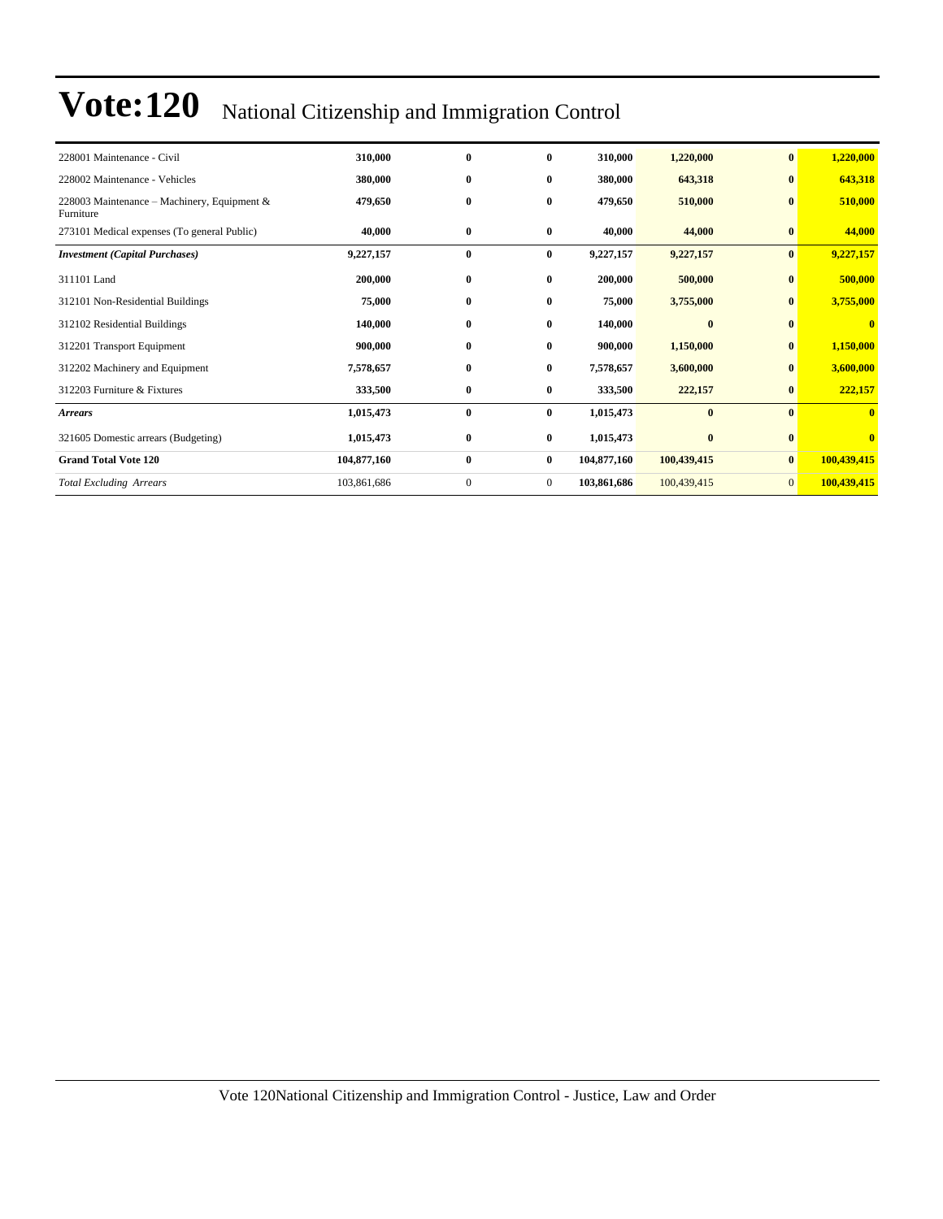# Vote:120 National Citizenship and Immigration Control

| | | | | | | | |
|---|---|---|---|---|---|---|---|
| 228001 Maintenance - Civil | **310,000** | **0** | **0** | **310,000** | **1,220,000** | **0** | **1,220,000** |
| 228002 Maintenance - Vehicles | **380,000** | **0** | **0** | **380,000** | **643,318** | **0** | **643,318** |
| 228003 Maintenance – Machinery, Equipment & Furniture | **479,650** | **0** | **0** | **479,650** | **510,000** | **0** | **510,000** |
| 273101 Medical expenses (To general Public) | **40,000** | **0** | **0** | **40,000** | **44,000** | **0** | **44,000** |
| ***Investment (Capital Purchases)*** | **9,227,157** | **0** | **0** | **9,227,157** | **9,227,157** | **0** | **9,227,157** |
| 311101 Land | **200,000** | **0** | **0** | **200,000** | **500,000** | **0** | **500,000** |
| 312101 Non-Residential Buildings | **75,000** | **0** | **0** | **75,000** | **3,755,000** | **0** | **3,755,000** |
| 312102 Residential Buildings | **140,000** | **0** | **0** | **140,000** | **0** | **0** | **0** |
| 312201 Transport Equipment | **900,000** | **0** | **0** | **900,000** | **1,150,000** | **0** | **1,150,000** |
| 312202 Machinery and Equipment | **7,578,657** | **0** | **0** | **7,578,657** | **3,600,000** | **0** | **3,600,000** |
| 312203 Furniture & Fixtures | **333,500** | **0** | **0** | **333,500** | **222,157** | **0** | **222,157** |
| ***Arrears*** | **1,015,473** | **0** | **0** | **1,015,473** | **0** | **0** | **0** |
| 321605 Domestic arrears (Budgeting) | **1,015,473** | **0** | **0** | **1,015,473** | **0** | **0** | **0** |
| **Grand Total Vote 120** | **104,877,160** | **0** | **0** | **104,877,160** | **100,439,415** | **0** | **100,439,415** |
| *Total Excluding Arrears* | 103,861,686 | 0 | 0 | **103,861,686** | 100,439,415 | 0 | **100,439,415** |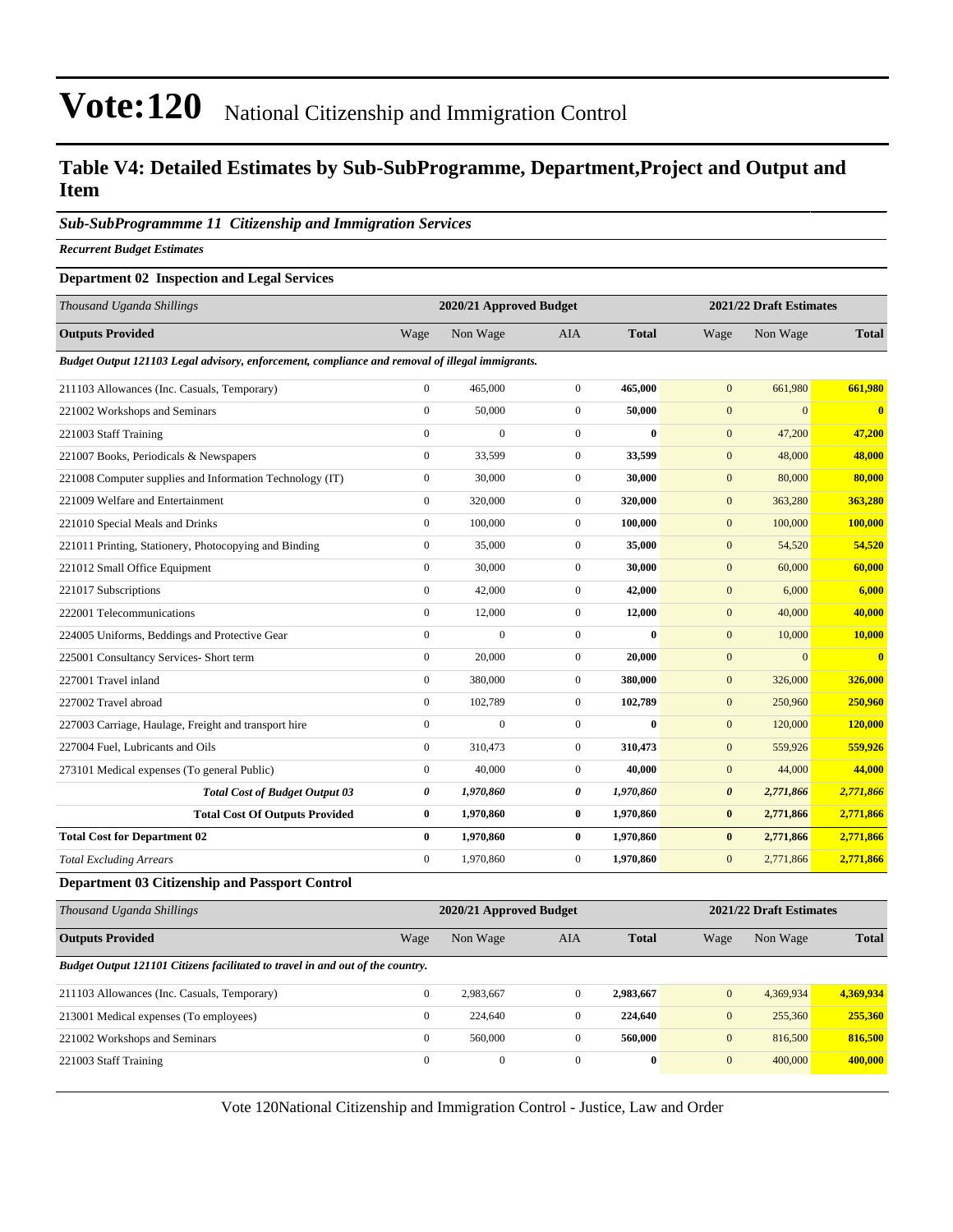# Vote:120 National Citizenship and Immigration Control

## Table V4: Detailed Estimates by Sub-SubProgramme, Department,Project and Output and Item

### *Sub-SubProgrammme 11 Citizenship and Immigration Services*

***Recurrent Budget Estimates***

#### Department 02 Inspection and Legal Services

| *Thousand Uganda Shillings* | 2020/21 Approved Budget | | | | 2021/22 Draft Estimates | | |
|---|---|---|---|---|---|---|---|
| **Outputs Provided** | Wage | Non Wage | AIA | **Total** | Wage | Non Wage | **Total** |
| ***Budget Output 121103 Legal advisory, enforcement, compliance and removal of illegal immigrants.*** | | | | | | | |
| 211103 Allowances (Inc. Casuals, Temporary) | 0 | 465,000 | 0 | **465,000** | 0 | 661,980 | **661,980** |
| 221002 Workshops and Seminars | 0 | 50,000 | 0 | **50,000** | 0 | 0 | **0** |
| 221003 Staff Training | 0 | 0 | 0 | **0** | 0 | 47,200 | **47,200** |
| 221007 Books, Periodicals & Newspapers | 0 | 33,599 | 0 | **33,599** | 0 | 48,000 | **48,000** |
| 221008 Computer supplies and Information Technology (IT) | 0 | 30,000 | 0 | **30,000** | 0 | 80,000 | **80,000** |
| 221009 Welfare and Entertainment | 0 | 320,000 | 0 | **320,000** | 0 | 363,280 | **363,280** |
| 221010 Special Meals and Drinks | 0 | 100,000 | 0 | **100,000** | 0 | 100,000 | **100,000** |
| 221011 Printing, Stationery, Photocopying and Binding | 0 | 35,000 | 0 | **35,000** | 0 | 54,520 | **54,520** |
| 221012 Small Office Equipment | 0 | 30,000 | 0 | **30,000** | 0 | 60,000 | **60,000** |
| 221017 Subscriptions | 0 | 42,000 | 0 | **42,000** | 0 | 6,000 | **6,000** |
| 222001 Telecommunications | 0 | 12,000 | 0 | **12,000** | 0 | 40,000 | **40,000** |
| 224005 Uniforms, Beddings and Protective Gear | 0 | 0 | 0 | **0** | 0 | 10,000 | **10,000** |
| 225001 Consultancy Services- Short term | 0 | 20,000 | 0 | **20,000** | 0 | 0 | **0** |
| 227001 Travel inland | 0 | 380,000 | 0 | **380,000** | 0 | 326,000 | **326,000** |
| 227002 Travel abroad | 0 | 102,789 | 0 | **102,789** | 0 | 250,960 | **250,960** |
| 227003 Carriage, Haulage, Freight and transport hire | 0 | 0 | 0 | **0** | 0 | 120,000 | **120,000** |
| 227004 Fuel, Lubricants and Oils | 0 | 310,473 | 0 | **310,473** | 0 | 559,926 | **559,926** |
| 273101 Medical expenses (To general Public) | 0 | 40,000 | 0 | **40,000** | 0 | 44,000 | **44,000** |
| ***Total Cost of Budget Output 03*** | ***0*** | ***1,970,860*** | ***0*** | ***1,970,860*** | ***0*** | ***2,771,866*** | ***2,771,866*** |
| **Total Cost Of Outputs Provided** | **0** | **1,970,860** | **0** | **1,970,860** | **0** | **2,771,866** | **2,771,866** |
| **Total Cost for Department 02** | **0** | **1,970,860** | **0** | **1,970,860** | **0** | **2,771,866** | **2,771,866** |
| *Total Excluding Arrears* | 0 | 1,970,860 | 0 | **1,970,860** | 0 | 2,771,866 | **2,771,866** |

#### Department 03 Citizenship and Passport Control

| *Thousand Uganda Shillings* | 2020/21 Approved Budget | | | | 2021/22 Draft Estimates | | |
|---|---|---|---|---|---|---|---|
| **Outputs Provided** | Wage | Non Wage | AIA | **Total** | Wage | Non Wage | **Total** |
| ***Budget Output 121101 Citizens facilitated to travel in and out of the country.*** | | | | | | | |
| 211103 Allowances (Inc. Casuals, Temporary) | 0 | 2,983,667 | 0 | **2,983,667** | 0 | 4,369,934 | **4,369,934** |
| 213001 Medical expenses (To employees) | 0 | 224,640 | 0 | **224,640** | 0 | 255,360 | **255,360** |
| 221002 Workshops and Seminars | 0 | 560,000 | 0 | **560,000** | 0 | 816,500 | **816,500** |
| 221003 Staff Training | 0 | 0 | 0 | **0** | 0 | 400,000 | **400,000** |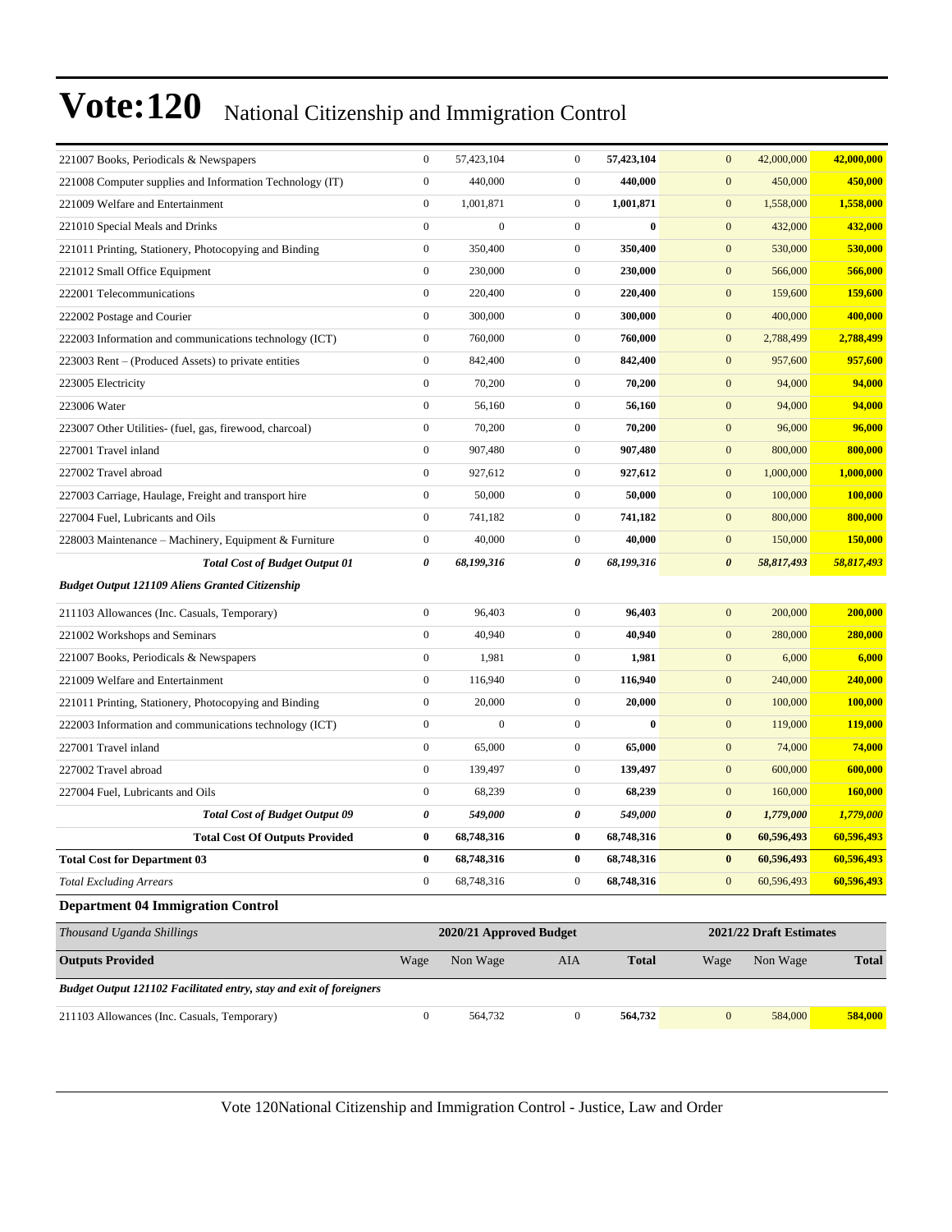| | | | | | | | |
|---|---|---|---|---|---|---|---|
| 221007 Books, Periodicals & Newspapers | 0 | 57,423,104 | 0 | **57,423,104** | 0 | 42,000,000 | **42,000,000** |
| 221008 Computer supplies and Information Technology (IT) | 0 | 440,000 | 0 | **440,000** | 0 | 450,000 | **450,000** |
| 221009 Welfare and Entertainment | 0 | 1,001,871 | 0 | **1,001,871** | 0 | 1,558,000 | **1,558,000** |
| 221010 Special Meals and Drinks | 0 | 0 | 0 | **0** | 0 | 432,000 | **432,000** |
| 221011 Printing, Stationery, Photocopying and Binding | 0 | 350,400 | 0 | **350,400** | 0 | 530,000 | **530,000** |
| 221012 Small Office Equipment | 0 | 230,000 | 0 | **230,000** | 0 | 566,000 | **566,000** |
| 222001 Telecommunications | 0 | 220,400 | 0 | **220,400** | 0 | 159,600 | **159,600** |
| 222002 Postage and Courier | 0 | 300,000 | 0 | **300,000** | 0 | 400,000 | **400,000** |
| 222003 Information and communications technology (ICT) | 0 | 760,000 | 0 | **760,000** | 0 | 2,788,499 | **2,788,499** |
| 223003 Rent – (Produced Assets) to private entities | 0 | 842,400 | 0 | **842,400** | 0 | 957,600 | **957,600** |
| 223005 Electricity | 0 | 70,200 | 0 | **70,200** | 0 | 94,000 | **94,000** |
| 223006 Water | 0 | 56,160 | 0 | **56,160** | 0 | 94,000 | **94,000** |
| 223007 Other Utilities- (fuel, gas, firewood, charcoal) | 0 | 70,200 | 0 | **70,200** | 0 | 96,000 | **96,000** |
| 227001 Travel inland | 0 | 907,480 | 0 | **907,480** | 0 | 800,000 | **800,000** |
| 227002 Travel abroad | 0 | 927,612 | 0 | **927,612** | 0 | 1,000,000 | **1,000,000** |
| 227003 Carriage, Haulage, Freight and transport hire | 0 | 50,000 | 0 | **50,000** | 0 | 100,000 | **100,000** |
| 227004 Fuel, Lubricants and Oils | 0 | 741,182 | 0 | **741,182** | 0 | 800,000 | **800,000** |
| 228003 Maintenance – Machinery, Equipment & Furniture | 0 | 40,000 | 0 | **40,000** | 0 | 150,000 | **150,000** |
| ***Total Cost of Budget Output 01*** | ***0*** | ***68,199,316*** | ***0*** | ***68,199,316*** | ***0*** | ***58,817,493*** | ***58,817,493*** |
| ***Budget Output 121109 Aliens Granted Citizenship*** | | | | | | | |
| 211103 Allowances (Inc. Casuals, Temporary) | 0 | 96,403 | 0 | **96,403** | 0 | 200,000 | **200,000** |
| 221002 Workshops and Seminars | 0 | 40,940 | 0 | **40,940** | 0 | 280,000 | **280,000** |
| 221007 Books, Periodicals & Newspapers | 0 | 1,981 | 0 | **1,981** | 0 | 6,000 | **6,000** |
| 221009 Welfare and Entertainment | 0 | 116,940 | 0 | **116,940** | 0 | 240,000 | **240,000** |
| 221011 Printing, Stationery, Photocopying and Binding | 0 | 20,000 | 0 | **20,000** | 0 | 100,000 | **100,000** |
| 222003 Information and communications technology (ICT) | 0 | 0 | 0 | **0** | 0 | 119,000 | **119,000** |
| 227001 Travel inland | 0 | 65,000 | 0 | **65,000** | 0 | 74,000 | **74,000** |
| 227002 Travel abroad | 0 | 139,497 | 0 | **139,497** | 0 | 600,000 | **600,000** |
| 227004 Fuel, Lubricants and Oils | 0 | 68,239 | 0 | **68,239** | 0 | 160,000 | **160,000** |
| ***Total Cost of Budget Output 09*** | ***0*** | ***549,000*** | ***0*** | ***549,000*** | ***0*** | ***1,779,000*** | ***1,779,000*** |
| **Total Cost Of Outputs Provided** | **0** | **68,748,316** | **0** | **68,748,316** | **0** | **60,596,493** | **60,596,493** |
| **Total Cost for Department 03** | **0** | **68,748,316** | **0** | **68,748,316** | **0** | **60,596,493** | **60,596,493** |
| *Total Excluding Arrears* | 0 | 68,748,316 | 0 | **68,748,316** | 0 | 60,596,493 | **60,596,493** |

**Department 04 Immigration Control**

| *Thousand Uganda Shillings* | 2020/21 Approved Budget | | | | 2021/22 Draft Estimates | | |
|---|---|---|---|---|---|---|---|
| **Outputs Provided** | Wage | Non Wage | AIA | **Total** | Wage | Non Wage | **Total** |
| ***Budget Output 121102 Facilitated entry, stay and exit of foreigners*** | | | | | | | |
| 211103 Allowances (Inc. Casuals, Temporary) | 0 | 564,732 | 0 | **564,732** | 0 | 584,000 | **584,000** |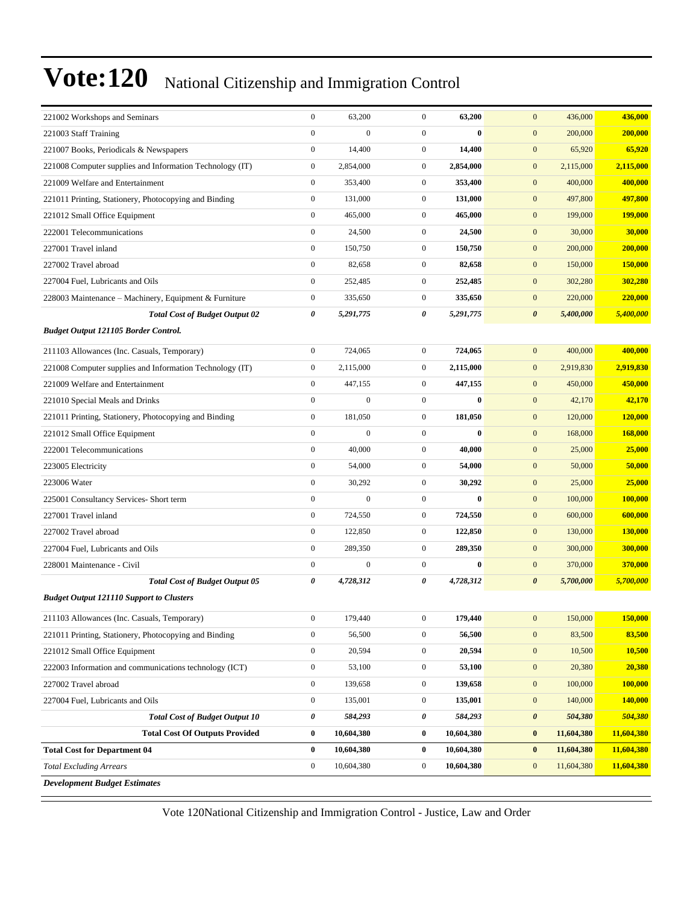# Vote:120 National Citizenship and Immigration Control

| | | | | | | | |
|---|---|---|---|---|---|---|---|
| 221002 Workshops and Seminars | 0 | 63,200 | 0 | **63,200** | 0 | 436,000 | **436,000** |
| 221003 Staff Training | 0 | 0 | 0 | **0** | 0 | 200,000 | **200,000** |
| 221007 Books, Periodicals & Newspapers | 0 | 14,400 | 0 | **14,400** | 0 | 65,920 | **65,920** |
| 221008 Computer supplies and Information Technology (IT) | 0 | 2,854,000 | 0 | **2,854,000** | 0 | 2,115,000 | **2,115,000** |
| 221009 Welfare and Entertainment | 0 | 353,400 | 0 | **353,400** | 0 | 400,000 | **400,000** |
| 221011 Printing, Stationery, Photocopying and Binding | 0 | 131,000 | 0 | **131,000** | 0 | 497,800 | **497,800** |
| 221012 Small Office Equipment | 0 | 465,000 | 0 | **465,000** | 0 | 199,000 | **199,000** |
| 222001 Telecommunications | 0 | 24,500 | 0 | **24,500** | 0 | 30,000 | **30,000** |
| 227001 Travel inland | 0 | 150,750 | 0 | **150,750** | 0 | 200,000 | **200,000** |
| 227002 Travel abroad | 0 | 82,658 | 0 | **82,658** | 0 | 150,000 | **150,000** |
| 227004 Fuel, Lubricants and Oils | 0 | 252,485 | 0 | **252,485** | 0 | 302,280 | **302,280** |
| 228003 Maintenance – Machinery, Equipment & Furniture | 0 | 335,650 | 0 | **335,650** | 0 | 220,000 | **220,000** |
| ***Total Cost of Budget Output 02*** | ***0*** | ***5,291,775*** | ***0*** | ***5,291,775*** | ***0*** | ***5,400,000*** | ***5,400,000*** |
| ***Budget Output 121105 Border Control.*** | | | | | | | |
| 211103 Allowances (Inc. Casuals, Temporary) | 0 | 724,065 | 0 | **724,065** | 0 | 400,000 | **400,000** |
| 221008 Computer supplies and Information Technology (IT) | 0 | 2,115,000 | 0 | **2,115,000** | 0 | 2,919,830 | **2,919,830** |
| 221009 Welfare and Entertainment | 0 | 447,155 | 0 | **447,155** | 0 | 450,000 | **450,000** |
| 221010 Special Meals and Drinks | 0 | 0 | 0 | **0** | 0 | 42,170 | **42,170** |
| 221011 Printing, Stationery, Photocopying and Binding | 0 | 181,050 | 0 | **181,050** | 0 | 120,000 | **120,000** |
| 221012 Small Office Equipment | 0 | 0 | 0 | **0** | 0 | 168,000 | **168,000** |
| 222001 Telecommunications | 0 | 40,000 | 0 | **40,000** | 0 | 25,000 | **25,000** |
| 223005 Electricity | 0 | 54,000 | 0 | **54,000** | 0 | 50,000 | **50,000** |
| 223006 Water | 0 | 30,292 | 0 | **30,292** | 0 | 25,000 | **25,000** |
| 225001 Consultancy Services- Short term | 0 | 0 | 0 | **0** | 0 | 100,000 | **100,000** |
| 227001 Travel inland | 0 | 724,550 | 0 | **724,550** | 0 | 600,000 | **600,000** |
| 227002 Travel abroad | 0 | 122,850 | 0 | **122,850** | 0 | 130,000 | **130,000** |
| 227004 Fuel, Lubricants and Oils | 0 | 289,350 | 0 | **289,350** | 0 | 300,000 | **300,000** |
| 228001 Maintenance - Civil | 0 | 0 | 0 | **0** | 0 | 370,000 | **370,000** |
| ***Total Cost of Budget Output 05*** | ***0*** | ***4,728,312*** | ***0*** | ***4,728,312*** | ***0*** | ***5,700,000*** | ***5,700,000*** |
| ***Budget Output 121110 Support to Clusters*** | | | | | | | |
| 211103 Allowances (Inc. Casuals, Temporary) | 0 | 179,440 | 0 | **179,440** | 0 | 150,000 | **150,000** |
| 221011 Printing, Stationery, Photocopying and Binding | 0 | 56,500 | 0 | **56,500** | 0 | 83,500 | **83,500** |
| 221012 Small Office Equipment | 0 | 20,594 | 0 | **20,594** | 0 | 10,500 | **10,500** |
| 222003 Information and communications technology (ICT) | 0 | 53,100 | 0 | **53,100** | 0 | 20,380 | **20,380** |
| 227002 Travel abroad | 0 | 139,658 | 0 | **139,658** | 0 | 100,000 | **100,000** |
| 227004 Fuel, Lubricants and Oils | 0 | 135,001 | 0 | **135,001** | 0 | 140,000 | **140,000** |
| ***Total Cost of Budget Output 10*** | ***0*** | ***584,293*** | ***0*** | ***584,293*** | ***0*** | ***504,380*** | ***504,380*** |
| **Total Cost Of Outputs Provided** | **0** | **10,604,380** | **0** | **10,604,380** | **0** | **11,604,380** | **11,604,380** |
| **Total Cost for Department 04** | **0** | **10,604,380** | **0** | **10,604,380** | **0** | **11,604,380** | **11,604,380** |
| *Total Excluding Arrears* | 0 | 10,604,380 | 0 | **10,604,380** | 0 | 11,604,380 | **11,604,380** |

***Development Budget Estimates***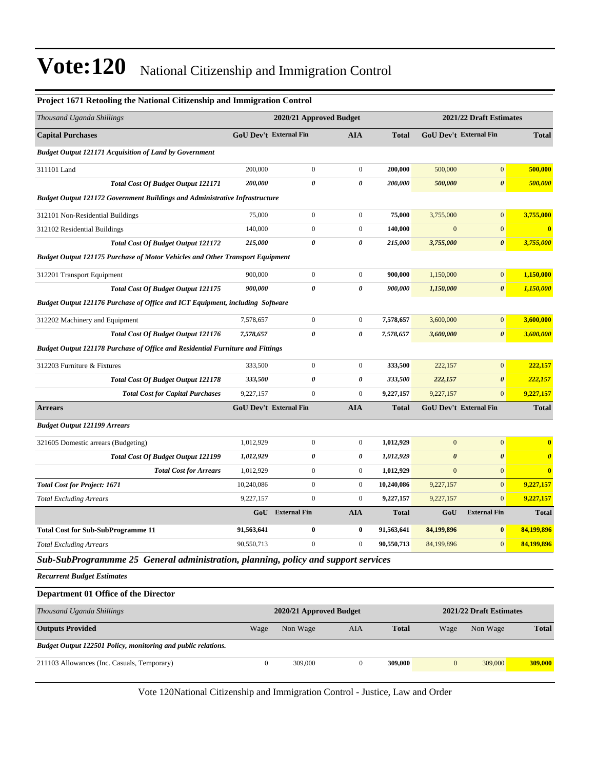# Vote:120 National Citizenship and Immigration Control

**Project 1671 Retooling the National Citizenship and Immigration Control**

| *Thousand Uganda Shillings* | 2020/21 Approved Budget | | | | 2021/22 Draft Estimates | | |
|---|---|---|---|---|---|---|---|
| **Capital Purchases** | **GoU Dev't** | **External Fin** | **AIA** | **Total** | **GoU Dev't** | **External Fin** | **Total** |
| ***Budget Output 121171 Acquisition of Land by Government*** | | | | | | | |
| 311101 Land | 200,000 | 0 | 0 | **200,000** | 500,000 | 0 | **500,000** |
| ***Total Cost Of Budget Output 121171*** | ***200,000*** | ***0*** | ***0*** | ***200,000*** | ***500,000*** | ***0*** | ***500,000*** |
| ***Budget Output 121172 Government Buildings and Administrative Infrastructure*** | | | | | | | |
| 312101 Non-Residential Buildings | 75,000 | 0 | 0 | **75,000** | 3,755,000 | 0 | **3,755,000** |
| 312102 Residential Buildings | 140,000 | 0 | 0 | **140,000** | 0 | 0 | **0** |
| ***Total Cost Of Budget Output 121172*** | ***215,000*** | ***0*** | ***0*** | ***215,000*** | ***3,755,000*** | ***0*** | ***3,755,000*** |
| ***Budget Output 121175 Purchase of Motor Vehicles and Other Transport Equipment*** | | | | | | | |
| 312201 Transport Equipment | 900,000 | 0 | 0 | **900,000** | 1,150,000 | 0 | **1,150,000** |
| ***Total Cost Of Budget Output 121175*** | ***900,000*** | ***0*** | ***0*** | ***900,000*** | ***1,150,000*** | ***0*** | ***1,150,000*** |
| ***Budget Output 121176 Purchase of Office and ICT Equipment, including Software*** | | | | | | | |
| 312202 Machinery and Equipment | 7,578,657 | 0 | 0 | **7,578,657** | 3,600,000 | 0 | **3,600,000** |
| ***Total Cost Of Budget Output 121176*** | ***7,578,657*** | ***0*** | ***0*** | ***7,578,657*** | ***3,600,000*** | ***0*** | ***3,600,000*** |
| ***Budget Output 121178 Purchase of Office and Residential Furniture and Fittings*** | | | | | | | |
| 312203 Furniture & Fixtures | 333,500 | 0 | 0 | **333,500** | 222,157 | 0 | **222,157** |
| ***Total Cost Of Budget Output 121178*** | ***333,500*** | ***0*** | ***0*** | ***333,500*** | ***222,157*** | ***0*** | ***222,157*** |
| ***Total Cost for Capital Purchases*** | 9,227,157 | 0 | 0 | **9,227,157** | 9,227,157 | 0 | **9,227,157** |
| **Arrears** | **GoU Dev't** | **External Fin** | **AIA** | **Total** | **GoU Dev't** | **External Fin** | **Total** |
| ***Budget Output 121199 Arrears*** | | | | | | | |
| 321605 Domestic arrears (Budgeting) | 1,012,929 | 0 | 0 | **1,012,929** | 0 | 0 | **0** |
| ***Total Cost Of Budget Output 121199*** | ***1,012,929*** | ***0*** | ***0*** | ***1,012,929*** | ***0*** | ***0*** | ***0*** |
| ***Total Cost for Arrears*** | 1,012,929 | 0 | 0 | **1,012,929** | 0 | 0 | **0** |
| ***Total Cost for Project: 1671*** | 10,240,086 | 0 | 0 | **10,240,086** | 9,227,157 | 0 | **9,227,157** |
| *Total Excluding Arrears* | 9,227,157 | 0 | 0 | **9,227,157** | 9,227,157 | 0 | **9,227,157** |
| | **GoU** | **External Fin** | **AIA** | **Total** | **GoU** | **External Fin** | **Total** |
| **Total Cost for Sub-SubProgramme 11** | **91,563,641** | **0** | **0** | **91,563,641** | **84,199,896** | **0** | **84,199,896** |
| *Total Excluding Arrears* | 90,550,713 | 0 | 0 | **90,550,713** | 84,199,896 | 0 | **84,199,896** |

## *Sub-SubProgrammme 25 General administration, planning, policy and support services*

***Recurrent Budget Estimates***

**Department 01 Office of the Director**

| *Thousand Uganda Shillings* | 2020/21 Approved Budget | | | | 2021/22 Draft Estimates | | |
|---|---|---|---|---|---|---|---|
| **Outputs Provided** | Wage | Non Wage | AIA | **Total** | Wage | Non Wage | **Total** |
| ***Budget Output 122501 Policy, monitoring and public relations.*** | | | | | | | |
| 211103 Allowances (Inc. Casuals, Temporary) | 0 | 309,000 | 0 | **309,000** | 0 | 309,000 | **309,000** |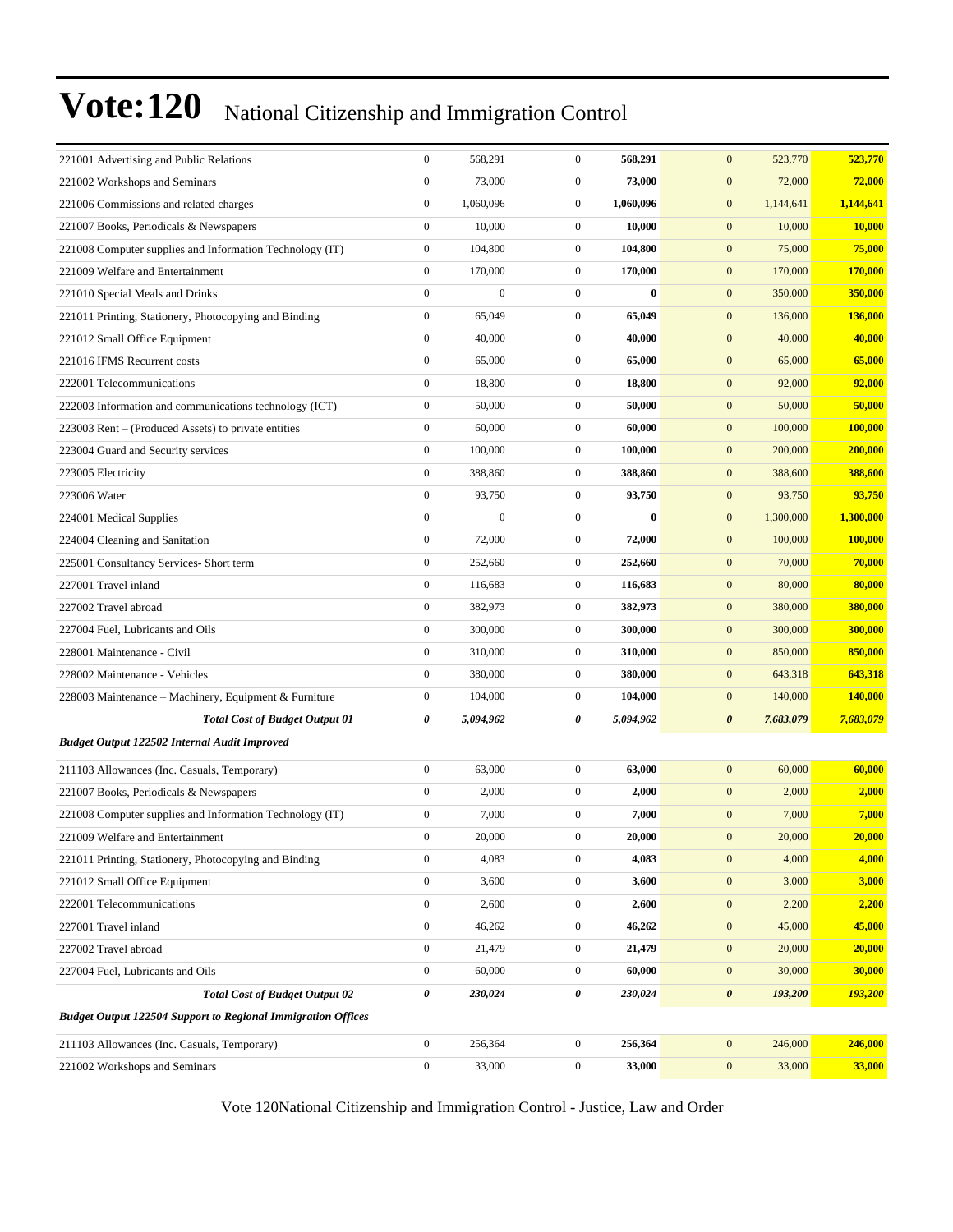# Vote:120 National Citizenship and Immigration Control

| | | | | | | | |
|---|---|---|---|---|---|---|---|
| 221001 Advertising and Public Relations | 0 | 568,291 | 0 | **568,291** | 0 | 523,770 | **523,770** |
| 221002 Workshops and Seminars | 0 | 73,000 | 0 | **73,000** | 0 | 72,000 | **72,000** |
| 221006 Commissions and related charges | 0 | 1,060,096 | 0 | **1,060,096** | 0 | 1,144,641 | **1,144,641** |
| 221007 Books, Periodicals & Newspapers | 0 | 10,000 | 0 | **10,000** | 0 | 10,000 | **10,000** |
| 221008 Computer supplies and Information Technology (IT) | 0 | 104,800 | 0 | **104,800** | 0 | 75,000 | **75,000** |
| 221009 Welfare and Entertainment | 0 | 170,000 | 0 | **170,000** | 0 | 170,000 | **170,000** |
| 221010 Special Meals and Drinks | 0 | 0 | 0 | **0** | 0 | 350,000 | **350,000** |
| 221011 Printing, Stationery, Photocopying and Binding | 0 | 65,049 | 0 | **65,049** | 0 | 136,000 | **136,000** |
| 221012 Small Office Equipment | 0 | 40,000 | 0 | **40,000** | 0 | 40,000 | **40,000** |
| 221016 IFMS Recurrent costs | 0 | 65,000 | 0 | **65,000** | 0 | 65,000 | **65,000** |
| 222001 Telecommunications | 0 | 18,800 | 0 | **18,800** | 0 | 92,000 | **92,000** |
| 222003 Information and communications technology (ICT) | 0 | 50,000 | 0 | **50,000** | 0 | 50,000 | **50,000** |
| 223003 Rent – (Produced Assets) to private entities | 0 | 60,000 | 0 | **60,000** | 0 | 100,000 | **100,000** |
| 223004 Guard and Security services | 0 | 100,000 | 0 | **100,000** | 0 | 200,000 | **200,000** |
| 223005 Electricity | 0 | 388,860 | 0 | **388,860** | 0 | 388,600 | **388,600** |
| 223006 Water | 0 | 93,750 | 0 | **93,750** | 0 | 93,750 | **93,750** |
| 224001 Medical Supplies | 0 | 0 | 0 | **0** | 0 | 1,300,000 | **1,300,000** |
| 224004 Cleaning and Sanitation | 0 | 72,000 | 0 | **72,000** | 0 | 100,000 | **100,000** |
| 225001 Consultancy Services- Short term | 0 | 252,660 | 0 | **252,660** | 0 | 70,000 | **70,000** |
| 227001 Travel inland | 0 | 116,683 | 0 | **116,683** | 0 | 80,000 | **80,000** |
| 227002 Travel abroad | 0 | 382,973 | 0 | **382,973** | 0 | 380,000 | **380,000** |
| 227004 Fuel, Lubricants and Oils | 0 | 300,000 | 0 | **300,000** | 0 | 300,000 | **300,000** |
| 228001 Maintenance - Civil | 0 | 310,000 | 0 | **310,000** | 0 | 850,000 | **850,000** |
| 228002 Maintenance - Vehicles | 0 | 380,000 | 0 | **380,000** | 0 | 643,318 | **643,318** |
| 228003 Maintenance – Machinery, Equipment & Furniture | 0 | 104,000 | 0 | **104,000** | 0 | 140,000 | **140,000** |
| ***Total Cost of Budget Output 01*** | ***0*** | ***5,094,962*** | ***0*** | ***5,094,962*** | ***0*** | ***7,683,079*** | ***7,683,079*** |
| ***Budget Output 122502 Internal Audit Improved*** | | | | | | | |
| 211103 Allowances (Inc. Casuals, Temporary) | 0 | 63,000 | 0 | **63,000** | 0 | 60,000 | **60,000** |
| 221007 Books, Periodicals & Newspapers | 0 | 2,000 | 0 | **2,000** | 0 | 2,000 | **2,000** |
| 221008 Computer supplies and Information Technology (IT) | 0 | 7,000 | 0 | **7,000** | 0 | 7,000 | **7,000** |
| 221009 Welfare and Entertainment | 0 | 20,000 | 0 | **20,000** | 0 | 20,000 | **20,000** |
| 221011 Printing, Stationery, Photocopying and Binding | 0 | 4,083 | 0 | **4,083** | 0 | 4,000 | **4,000** |
| 221012 Small Office Equipment | 0 | 3,600 | 0 | **3,600** | 0 | 3,000 | **3,000** |
| 222001 Telecommunications | 0 | 2,600 | 0 | **2,600** | 0 | 2,200 | **2,200** |
| 227001 Travel inland | 0 | 46,262 | 0 | **46,262** | 0 | 45,000 | **45,000** |
| 227002 Travel abroad | 0 | 21,479 | 0 | **21,479** | 0 | 20,000 | **20,000** |
| 227004 Fuel, Lubricants and Oils | 0 | 60,000 | 0 | **60,000** | 0 | 30,000 | **30,000** |
| ***Total Cost of Budget Output 02*** | ***0*** | ***230,024*** | ***0*** | ***230,024*** | ***0*** | ***193,200*** | ***193,200*** |
| ***Budget Output 122504 Support to Regional Immigration Offices*** | | | | | | | |
| 211103 Allowances (Inc. Casuals, Temporary) | 0 | 256,364 | 0 | **256,364** | 0 | 246,000 | **246,000** |
| 221002 Workshops and Seminars | 0 | 33,000 | 0 | **33,000** | 0 | 33,000 | **33,000** |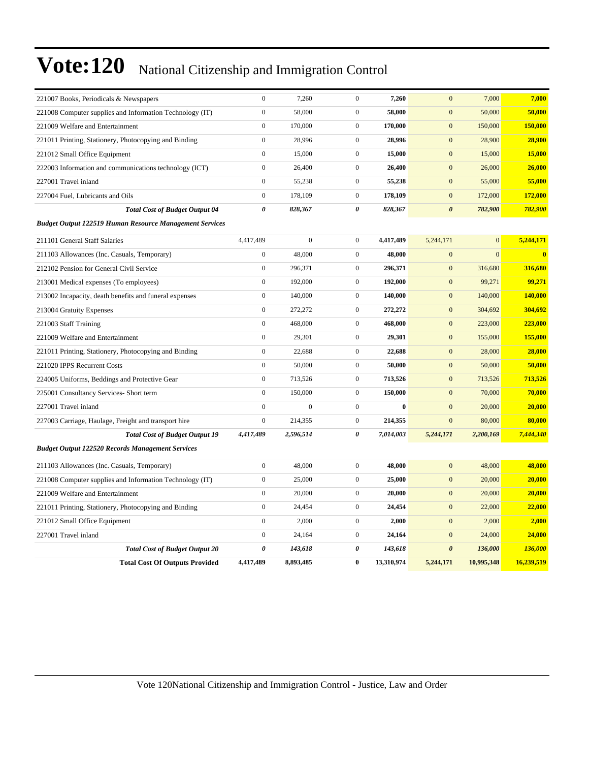# Vote:120 National Citizenship and Immigration Control

| | | | | | | | |
|---|---|---|---|---|---|---|---|
| 221007 Books, Periodicals & Newspapers | 0 | 7,260 | 0 | **7,260** | 0 | 7,000 | **7,000** |
| 221008 Computer supplies and Information Technology (IT) | 0 | 58,000 | 0 | **58,000** | 0 | 50,000 | **50,000** |
| 221009 Welfare and Entertainment | 0 | 170,000 | 0 | **170,000** | 0 | 150,000 | **150,000** |
| 221011 Printing, Stationery, Photocopying and Binding | 0 | 28,996 | 0 | **28,996** | 0 | 28,900 | **28,900** |
| 221012 Small Office Equipment | 0 | 15,000 | 0 | **15,000** | 0 | 15,000 | **15,000** |
| 222003 Information and communications technology (ICT) | 0 | 26,400 | 0 | **26,400** | 0 | 26,000 | **26,000** |
| 227001 Travel inland | 0 | 55,238 | 0 | **55,238** | 0 | 55,000 | **55,000** |
| 227004 Fuel, Lubricants and Oils | 0 | 178,109 | 0 | **178,109** | 0 | 172,000 | **172,000** |
| ***Total Cost of Budget Output 04*** | ***0*** | ***828,367*** | ***0*** | ***828,367*** | ***0*** | ***782,900*** | ***782,900*** |
| ***Budget Output 122519 Human Resource Management Services*** | | | | | | | |
| 211101 General Staff Salaries | 4,417,489 | 0 | 0 | **4,417,489** | 5,244,171 | 0 | **5,244,171** |
| 211103 Allowances (Inc. Casuals, Temporary) | 0 | 48,000 | 0 | **48,000** | 0 | 0 | **0** |
| 212102 Pension for General Civil Service | 0 | 296,371 | 0 | **296,371** | 0 | 316,680 | **316,680** |
| 213001 Medical expenses (To employees) | 0 | 192,000 | 0 | **192,000** | 0 | 99,271 | **99,271** |
| 213002 Incapacity, death benefits and funeral expenses | 0 | 140,000 | 0 | **140,000** | 0 | 140,000 | **140,000** |
| 213004 Gratuity Expenses | 0 | 272,272 | 0 | **272,272** | 0 | 304,692 | **304,692** |
| 221003 Staff Training | 0 | 468,000 | 0 | **468,000** | 0 | 223,000 | **223,000** |
| 221009 Welfare and Entertainment | 0 | 29,301 | 0 | **29,301** | 0 | 155,000 | **155,000** |
| 221011 Printing, Stationery, Photocopying and Binding | 0 | 22,688 | 0 | **22,688** | 0 | 28,000 | **28,000** |
| 221020 IPPS Recurrent Costs | 0 | 50,000 | 0 | **50,000** | 0 | 50,000 | **50,000** |
| 224005 Uniforms, Beddings and Protective Gear | 0 | 713,526 | 0 | **713,526** | 0 | 713,526 | **713,526** |
| 225001 Consultancy Services- Short term | 0 | 150,000 | 0 | **150,000** | 0 | 70,000 | **70,000** |
| 227001 Travel inland | 0 | 0 | 0 | **0** | 0 | 20,000 | **20,000** |
| 227003 Carriage, Haulage, Freight and transport hire | 0 | 214,355 | 0 | **214,355** | 0 | 80,000 | **80,000** |
| ***Total Cost of Budget Output 19*** | ***4,417,489*** | ***2,596,514*** | ***0*** | ***7,014,003*** | ***5,244,171*** | ***2,200,169*** | ***7,444,340*** |
| ***Budget Output 122520 Records Management Services*** | | | | | | | |
| 211103 Allowances (Inc. Casuals, Temporary) | 0 | 48,000 | 0 | **48,000** | 0 | 48,000 | **48,000** |
| 221008 Computer supplies and Information Technology (IT) | 0 | 25,000 | 0 | **25,000** | 0 | 20,000 | **20,000** |
| 221009 Welfare and Entertainment | 0 | 20,000 | 0 | **20,000** | 0 | 20,000 | **20,000** |
| 221011 Printing, Stationery, Photocopying and Binding | 0 | 24,454 | 0 | **24,454** | 0 | 22,000 | **22,000** |
| 221012 Small Office Equipment | 0 | 2,000 | 0 | **2,000** | 0 | 2,000 | **2,000** |
| 227001 Travel inland | 0 | 24,164 | 0 | **24,164** | 0 | 24,000 | **24,000** |
| ***Total Cost of Budget Output 20*** | ***0*** | ***143,618*** | ***0*** | ***143,618*** | ***0*** | ***136,000*** | ***136,000*** |
| **Total Cost Of Outputs Provided** | **4,417,489** | **8,893,485** | **0** | **13,310,974** | **5,244,171** | **10,995,348** | **16,239,519** |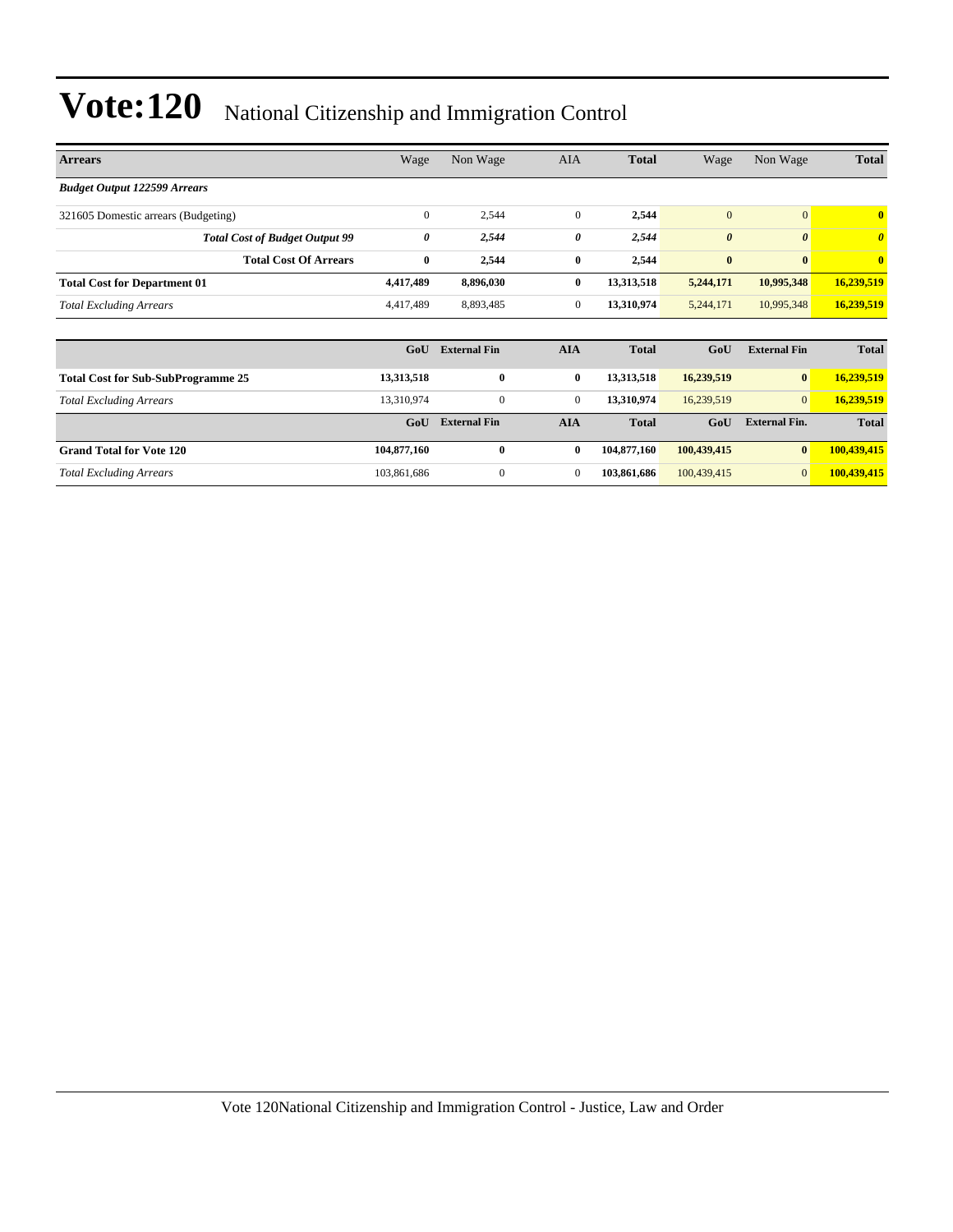# Vote:120 National Citizenship and Immigration Control

| Arrears | Wage | Non Wage | AIA | Total | Wage | Non Wage | Total |
|---|---|---|---|---|---|---|---|
| ***Budget Output 122599 Arrears*** | | | | | | | |
| 321605 Domestic arrears (Budgeting) | 0 | 2,544 | 0 | **2,544** | 0 | 0 | **0** |
| ***Total Cost of Budget Output 99*** | ***0*** | ***2,544*** | ***0*** | ***2,544*** | ***0*** | ***0*** | ***0*** |
| **Total Cost Of Arrears** | **0** | **2,544** | **0** | **2,544** | **0** | **0** | **0** |
| **Total Cost for Department 01** | **4,417,489** | **8,896,030** | **0** | **13,313,518** | **5,244,171** | **10,995,348** | **16,239,519** |
| *Total Excluding Arrears* | 4,417,489 | 8,893,485 | 0 | **13,310,974** | 5,244,171 | 10,995,348 | **16,239,519** |

| | GoU | External Fin | AIA | Total | GoU | External Fin | Total |
|---|---|---|---|---|---|---|---|
| **Total Cost for Sub-SubProgramme 25** | **13,313,518** | **0** | **0** | **13,313,518** | **16,239,519** | **0** | **16,239,519** |
| *Total Excluding Arrears* | 13,310,974 | 0 | 0 | **13,310,974** | 16,239,519 | 0 | **16,239,519** |

| | GoU | External Fin | AIA | Total | GoU | External Fin. | Total |
|---|---|---|---|---|---|---|---|
| **Grand Total for Vote 120** | **104,877,160** | **0** | **0** | **104,877,160** | **100,439,415** | **0** | **100,439,415** |
| *Total Excluding Arrears* | 103,861,686 | 0 | 0 | **103,861,686** | 100,439,415 | 0 | **100,439,415** |